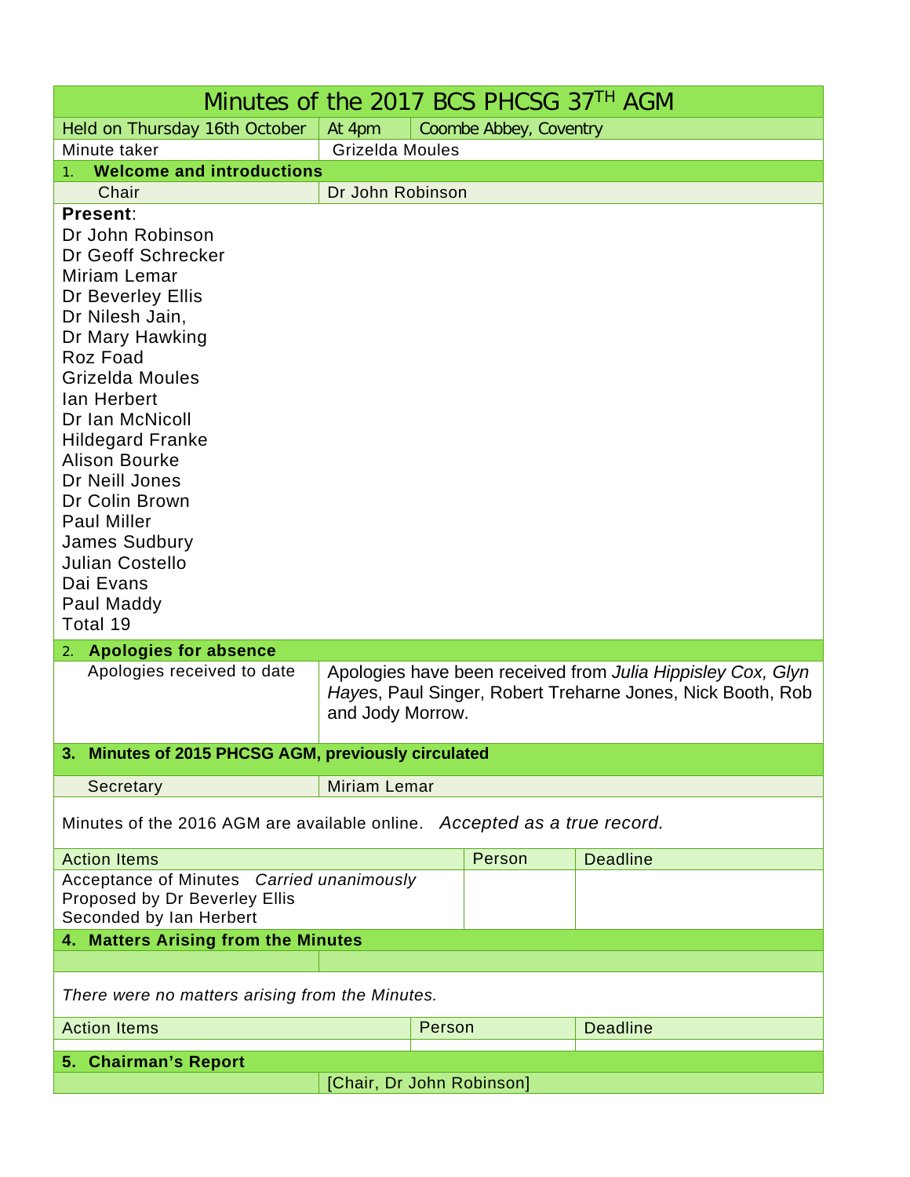# Minutes of the 2017 BCS PHCSG 37TH AGM

| Held on Thursday 16th October | At 4pm | Coombe Abbey, Coventry |
|---|---|---|
| Minute taker | Grizelda Moules | |

## 1. Welcome and introductions

| Chair | Dr John Robinson |
|---|---|

**Present**:
Dr John Robinson
Dr Geoff Schrecker
Miriam Lemar
Dr Beverley Ellis
Dr Nilesh Jain,
Dr Mary Hawking
Roz Foad
Grizelda Moules
Ian Herbert
Dr Ian McNicoll
Hildegard Franke
Alison Bourke
Dr Neill Jones
Dr Colin Brown
Paul Miller
James Sudbury
Julian Costello
Dai Evans
Paul Maddy
Total 19

## 2. Apologies for absence

| Apologies received to date | Apologies have been received from *Julia Hippisley Cox, Glyn Hayes*, Paul Singer, Robert Treharne Jones, Nick Booth, Rob and Jody Morrow. |
|---|---|

## 3. Minutes of 2015 PHCSG AGM, previously circulated

| Secretary | Miriam Lemar |
|---|---|

Minutes of the 2016 AGM are available online. *Accepted as a true record.*

| Action Items | Person | Deadline |
|---|---|---|
| Acceptance of Minutes *Carried unanimously*<br>Proposed by Dr Beverley Ellis<br>Seconded by Ian Herbert | | |

## 4. Matters Arising from the Minutes

*There were no matters arising from the Minutes.*

| Action Items | Person | Deadline |
|---|---|---|
| | | |

## 5. Chairman's Report

[Chair, Dr John Robinson]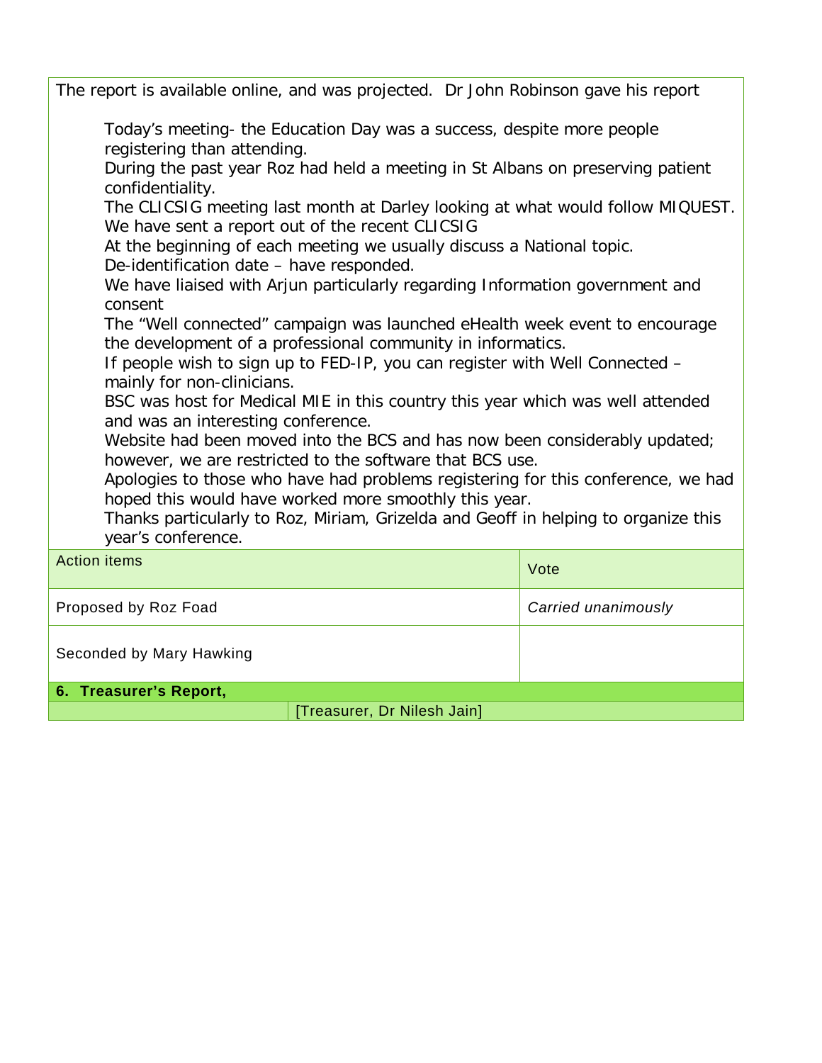The report is available online, and was projected. Dr John Robinson gave his report

Today's meeting- the Education Day was a success, despite more people registering than attending.
During the past year Roz had held a meeting in St Albans on preserving patient confidentiality.
The CLICSIG meeting last month at Darley looking at what would follow MIQUEST.
We have sent a report out of the recent CLICSIG
At the beginning of each meeting we usually discuss a National topic.
De-identification date – have responded.
We have liaised with Arjun particularly regarding Information government and consent
The "Well connected" campaign was launched eHealth week event to encourage the development of a professional community in informatics.
If people wish to sign up to FED-IP, you can register with Well Connected – mainly for non-clinicians.
BSC was host for Medical MIE in this country this year which was well attended and was an interesting conference.
Website had been moved into the BCS and has now been considerably updated; however, we are restricted to the software that BCS use.
Apologies to those who have had problems registering for this conference, we had hoped this would have worked more smoothly this year.
Thanks particularly to Roz, Miriam, Grizelda and Geoff in helping to organize this year's conference.

| Action items | Vote |
|---|---|
| Proposed by Roz Foad | *Carried unanimously* |
| Seconded by Mary Hawking | |

**6. Treasurer's Report,**

[Treasurer, Dr Nilesh Jain]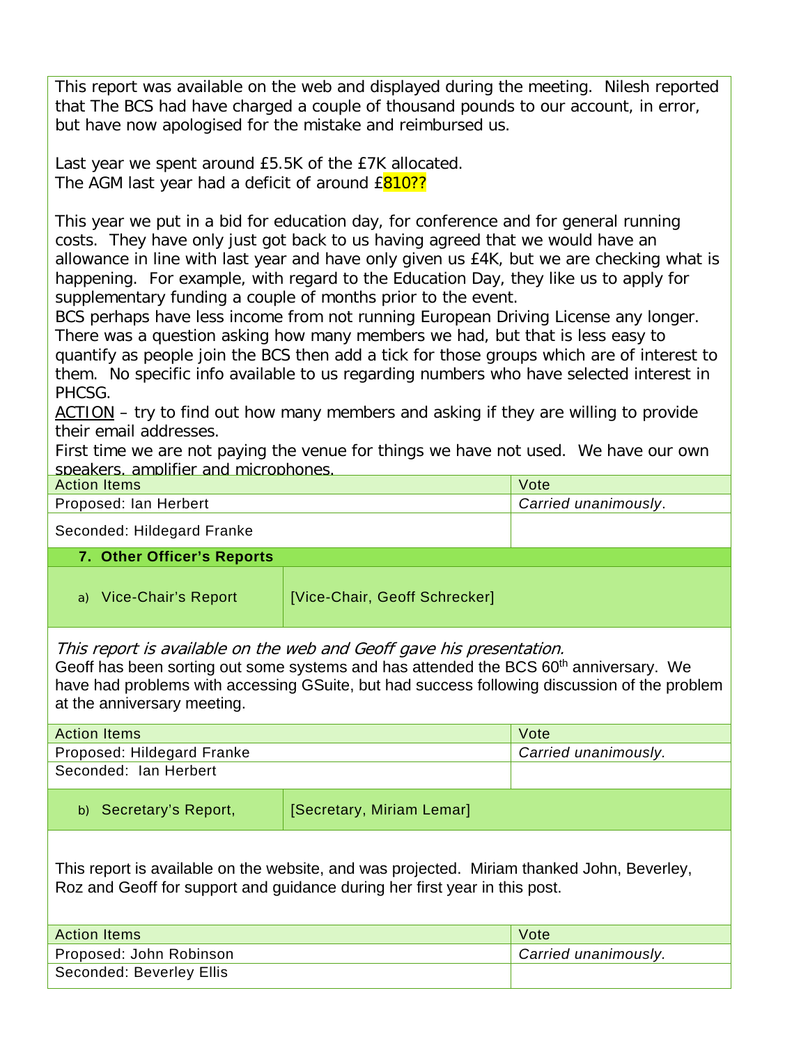This report was available on the web and displayed during the meeting. Nilesh reported that The BCS had have charged a couple of thousand pounds to our account, in error, but have now apologised for the mistake and reimbursed us.

Last year we spent around £5.5K of the £7K allocated.
The AGM last year had a deficit of around £810??

This year we put in a bid for education day, for conference and for general running costs. They have only just got back to us having agreed that we would have an allowance in line with last year and have only given us £4K, but we are checking what is happening. For example, with regard to the Education Day, they like us to apply for supplementary funding a couple of months prior to the event.
BCS perhaps have less income from not running European Driving License any longer.
There was a question asking how many members we had, but that is less easy to quantify as people join the BCS then add a tick for those groups which are of interest to them. No specific info available to us regarding numbers who have selected interest in PHCSG.
ACTION – try to find out how many members and asking if they are willing to provide their email addresses.
First time we are not paying the venue for things we have not used. We have our own speakers, amplifier and microphones.

| Action Items | Vote |
|---|---|
| Proposed: Ian Herbert | *Carried unanimously*. |
| Seconded: Hildegard Franke | |

**7. Other Officer's Reports**

| a) Vice-Chair's Report | [Vice-Chair, Geoff Schrecker] |
|---|---|

*This report is available on the web and Geoff gave his presentation.*
Geoff has been sorting out some systems and has attended the BCS 60th anniversary. We have had problems with accessing GSuite, but had success following discussion of the problem at the anniversary meeting.

| Action Items | Vote |
|---|---|
| Proposed: Hildegard Franke | *Carried unanimously.* |
| Seconded: Ian Herbert | |

| b) Secretary's Report, | [Secretary, Miriam Lemar] |
|---|---|

This report is available on the website, and was projected. Miriam thanked John, Beverley, Roz and Geoff for support and guidance during her first year in this post.

| Action Items | Vote |
|---|---|
| Proposed: John Robinson | *Carried unanimously.* |
| Seconded: Beverley Ellis | |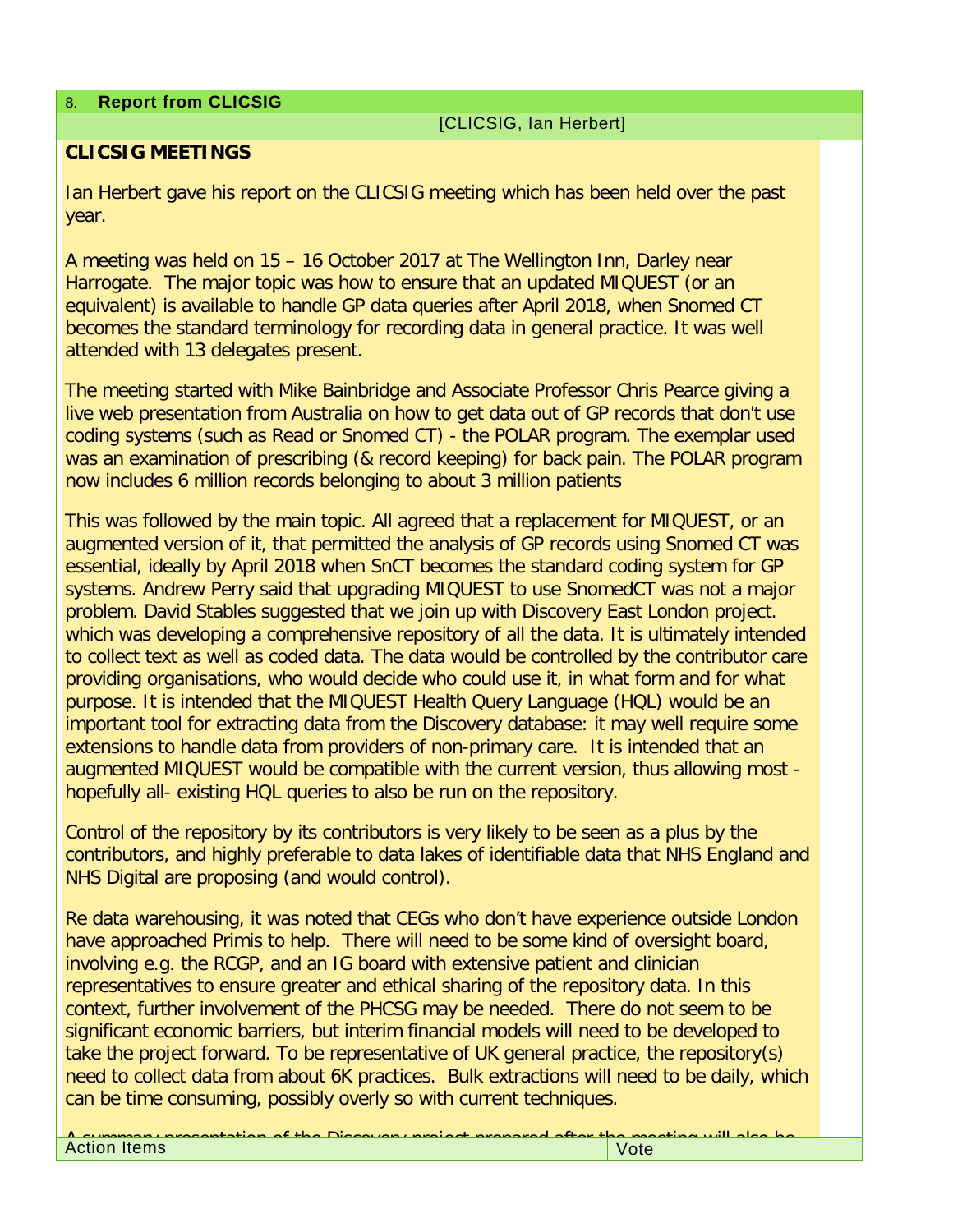| 8. **Report from CLICSIG** | |
| --- | --- |
| | [CLICSIG, Ian Herbert] |

**CLICSIG MEETINGS**

Ian Herbert gave his report on the CLICSIG meeting which has been held over the past year.

A meeting was held on 15 – 16 October 2017 at The Wellington Inn, Darley near Harrogate. The major topic was how to ensure that an updated MIQUEST (or an equivalent) is available to handle GP data queries after April 2018, when Snomed CT becomes the standard terminology for recording data in general practice. It was well attended with 13 delegates present.

The meeting started with Mike Bainbridge and Associate Professor Chris Pearce giving a live web presentation from Australia on how to get data out of GP records that don't use coding systems (such as Read or Snomed CT) - the POLAR program. The exemplar used was an examination of prescribing (& record keeping) for back pain. The POLAR program now includes 6 million records belonging to about 3 million patients

This was followed by the main topic. All agreed that a replacement for MIQUEST, or an augmented version of it, that permitted the analysis of GP records using Snomed CT was essential, ideally by April 2018 when SnCT becomes the standard coding system for GP systems. Andrew Perry said that upgrading MIQUEST to use SnomedCT was not a major problem. David Stables suggested that we join up with Discovery East London project. which was developing a comprehensive repository of all the data. It is ultimately intended to collect text as well as coded data. The data would be controlled by the contributor care providing organisations, who would decide who could use it, in what form and for what purpose. It is intended that the MIQUEST Health Query Language (HQL) would be an important tool for extracting data from the Discovery database: it may well require some extensions to handle data from providers of non-primary care. It is intended that an augmented MIQUEST would be compatible with the current version, thus allowing most - hopefully all- existing HQL queries to also be run on the repository.

Control of the repository by its contributors is very likely to be seen as a plus by the contributors, and highly preferable to data lakes of identifiable data that NHS England and NHS Digital are proposing (and would control).

Re data warehousing, it was noted that CEGs who don't have experience outside London have approached Primis to help. There will need to be some kind of oversight board, involving e.g. the RCGP, and an IG board with extensive patient and clinician representatives to ensure greater and ethical sharing of the repository data. In this context, further involvement of the PHCSG may be needed. There do not seem to be significant economic barriers, but interim financial models will need to be developed to take the project forward. To be representative of UK general practice, the repository(s) need to collect data from about 6K practices. Bulk extractions will need to be daily, which can be time consuming, possibly overly so with current techniques.

A summary presentation of the Discovery project prepared after the meeting will also be

| Action Items | Vote |
| --- | --- |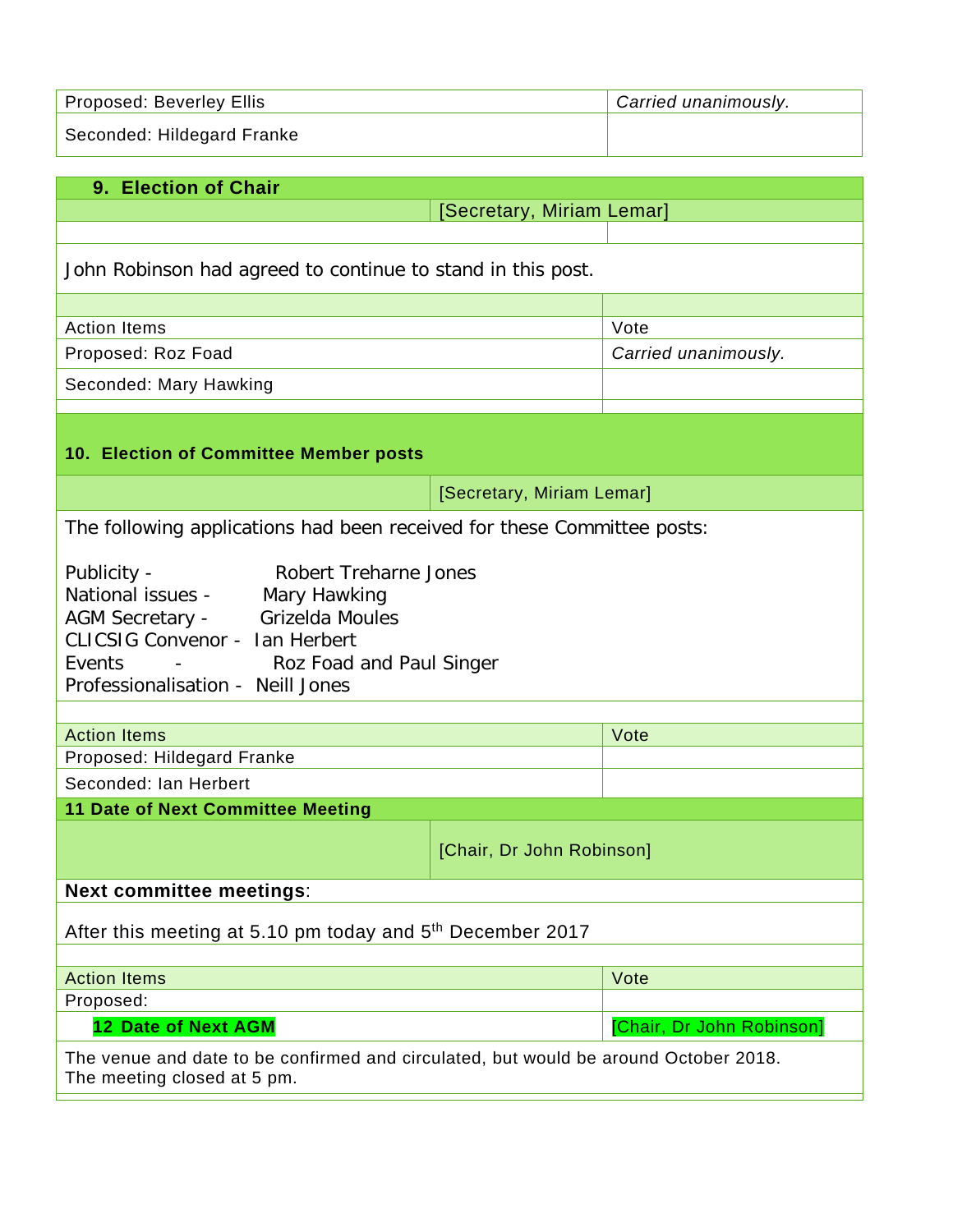| | |
|---|---|
| Proposed: Beverley Ellis | *Carried unanimously.* |
| Seconded: Hildegard Franke | |

## 9. Election of Chair

[Secretary, Miriam Lemar]

John Robinson had agreed to continue to stand in this post.

| Action Items | Vote |
|---|---|
| Proposed: Roz Foad | *Carried unanimously.* |
| Seconded: Mary Hawking | |

## 10. Election of Committee Member posts

[Secretary, Miriam Lemar]

The following applications had been received for these Committee posts:

Publicity - Robert Treharne Jones
National issues - Mary Hawking
AGM Secretary - Grizelda Moules
CLICSIG Convenor - Ian Herbert
Events - Roz Foad and Paul Singer
Professionalisation - Neill Jones

| Action Items | Vote |
|---|---|
| Proposed: Hildegard Franke | |
| Seconded: Ian Herbert | |

## 11 Date of Next Committee Meeting

[Chair, Dr John Robinson]

**Next committee meetings**:

After this meeting at 5.10 pm today and 5th December 2017

| Action Items | Vote |
|---|---|
| Proposed: | |

## 12 Date of Next AGM

[Chair, Dr John Robinson]

The venue and date to be confirmed and circulated, but would be around October 2018.
The meeting closed at 5 pm.